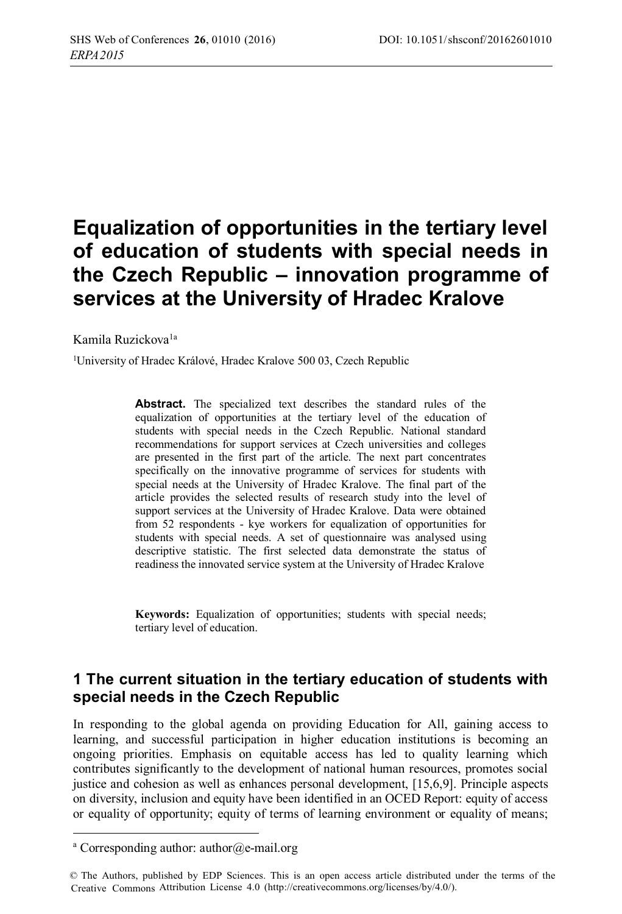# Equalization of opportunities in the tertiary level of education of students with special needs in the Czech Republic – innovation programme of services at the University of Hradec Kralove

Kamila Ruzickova[1a]

[1]University of Hradec Králové, Hradec Kralove 500 03, Czech Republic

**Abstract.** The specialized text describes the standard rules of the equalization of opportunities at the tertiary level of the education of students with special needs in the Czech Republic. National standard recommendations for support services at Czech universities and colleges are presented in the first part of the article. The next part concentrates specifically on the innovative programme of services for students with special needs at the University of Hradec Kralove. The final part of the article provides the selected results of research study into the level of support services at the University of Hradec Kralove. Data were obtained from 52 respondents - kye workers for equalization of opportunities for students with special needs. A set of questionnaire was analysed using descriptive statistic. The first selected data demonstrate the status of readiness the innovated service system at the University of Hradec Kralove

**Keywords:** Equalization of opportunities; students with special needs; tertiary level of education.

## 1 The current situation in the tertiary education of students with special needs in the Czech Republic

In responding to the global agenda on providing Education for All, gaining access to learning, and successful participation in higher education institutions is becoming an ongoing priorities. Emphasis on equitable access has led to quality learning which contributes significantly to the development of national human resources, promotes social justice and cohesion as well as enhances personal development, [15,6,9]. Principle aspects on diversity, inclusion and equity have been identified in an OCED Report: equity of access or equality of opportunity; equity of terms of learning environment or equality of means;

---

[a] Corresponding author: author@e-mail.org

© The Authors, published by EDP Sciences. This is an open access article distributed under the terms of the Creative Commons Attribution License 4.0 (http://creativecommons.org/licenses/by/4.0/).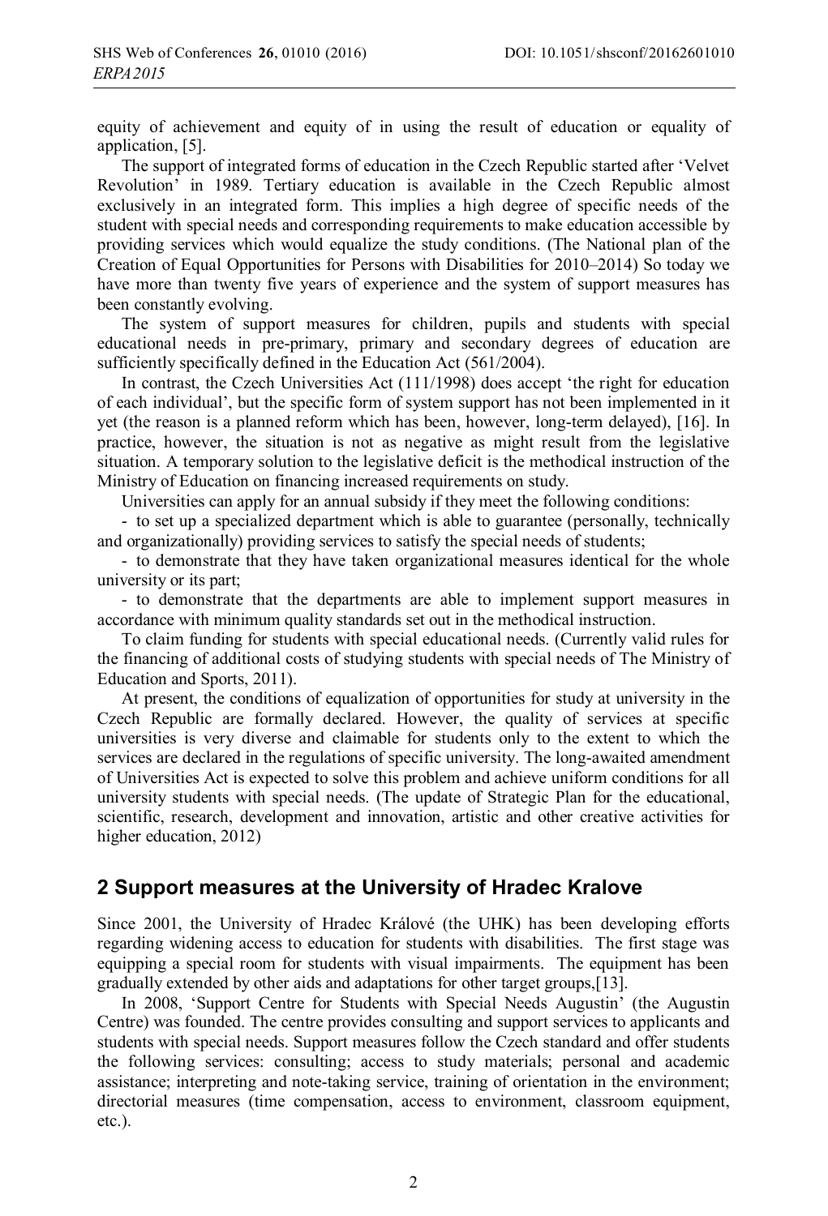equity of achievement and equity of in using the result of education or equality of application, [5].

The support of integrated forms of education in the Czech Republic started after 'Velvet Revolution' in 1989. Tertiary education is available in the Czech Republic almost exclusively in an integrated form. This implies a high degree of specific needs of the student with special needs and corresponding requirements to make education accessible by providing services which would equalize the study conditions. (The National plan of the Creation of Equal Opportunities for Persons with Disabilities for 2010–2014) So today we have more than twenty five years of experience and the system of support measures has been constantly evolving.

The system of support measures for children, pupils and students with special educational needs in pre-primary, primary and secondary degrees of education are sufficiently specifically defined in the Education Act (561/2004).

In contrast, the Czech Universities Act (111/1998) does accept 'the right for education of each individual', but the specific form of system support has not been implemented in it yet (the reason is a planned reform which has been, however, long-term delayed), [16]. In practice, however, the situation is not as negative as might result from the legislative situation. A temporary solution to the legislative deficit is the methodical instruction of the Ministry of Education on financing increased requirements on study.

Universities can apply for an annual subsidy if they meet the following conditions:

- to set up a specialized department which is able to guarantee (personally, technically and organizationally) providing services to satisfy the special needs of students;
- to demonstrate that they have taken organizational measures identical for the whole university or its part;
- to demonstrate that the departments are able to implement support measures in accordance with minimum quality standards set out in the methodical instruction.

To claim funding for students with special educational needs. (Currently valid rules for the financing of additional costs of studying students with special needs of The Ministry of Education and Sports, 2011).

At present, the conditions of equalization of opportunities for study at university in the Czech Republic are formally declared. However, the quality of services at specific universities is very diverse and claimable for students only to the extent to which the services are declared in the regulations of specific university. The long-awaited amendment of Universities Act is expected to solve this problem and achieve uniform conditions for all university students with special needs. (The update of Strategic Plan for the educational, scientific, research, development and innovation, artistic and other creative activities for higher education, 2012)

## 2 Support measures at the University of Hradec Kralove

Since 2001, the University of Hradec Králové (the UHK) has been developing efforts regarding widening access to education for students with disabilities. The first stage was equipping a special room for students with visual impairments. The equipment has been gradually extended by other aids and adaptations for other target groups,[13].

In 2008, 'Support Centre for Students with Special Needs Augustin' (the Augustin Centre) was founded. The centre provides consulting and support services to applicants and students with special needs. Support measures follow the Czech standard and offer students the following services: consulting; access to study materials; personal and academic assistance; interpreting and note-taking service, training of orientation in the environment; directorial measures (time compensation, access to environment, classroom equipment, etc.).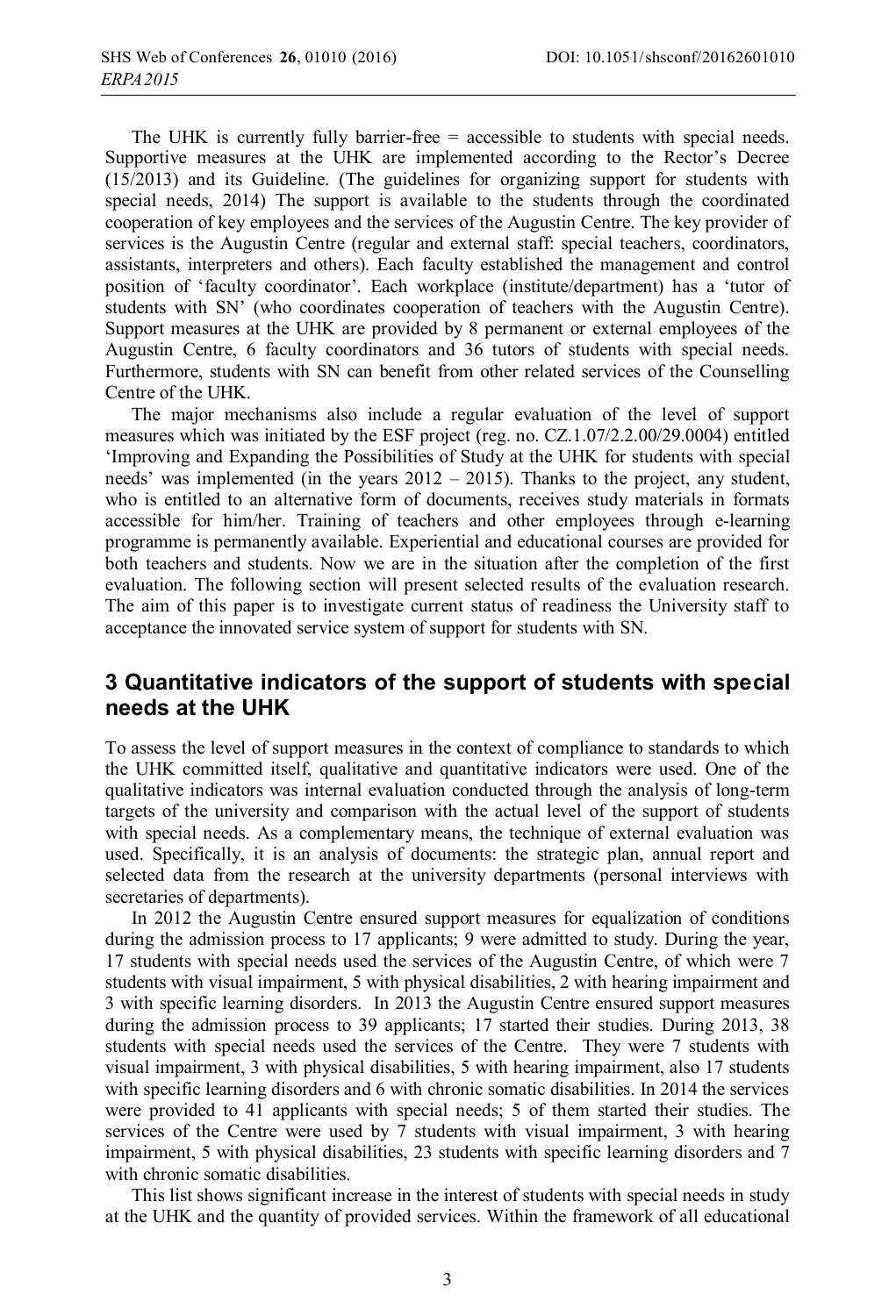The UHK is currently fully barrier-free = accessible to students with special needs. Supportive measures at the UHK are implemented according to the Rector's Decree (15/2013) and its Guideline. (The guidelines for organizing support for students with special needs, 2014) The support is available to the students through the coordinated cooperation of key employees and the services of the Augustin Centre. The key provider of services is the Augustin Centre (regular and external staff: special teachers, coordinators, assistants, interpreters and others). Each faculty established the management and control position of 'faculty coordinator'. Each workplace (institute/department) has a 'tutor of students with SN' (who coordinates cooperation of teachers with the Augustin Centre). Support measures at the UHK are provided by 8 permanent or external employees of the Augustin Centre, 6 faculty coordinators and 36 tutors of students with special needs. Furthermore, students with SN can benefit from other related services of the Counselling Centre of the UHK.

The major mechanisms also include a regular evaluation of the level of support measures which was initiated by the ESF project (reg. no. CZ.1.07/2.2.00/29.0004) entitled 'Improving and Expanding the Possibilities of Study at the UHK for students with special needs' was implemented (in the years 2012 – 2015). Thanks to the project, any student, who is entitled to an alternative form of documents, receives study materials in formats accessible for him/her. Training of teachers and other employees through e-learning programme is permanently available. Experiential and educational courses are provided for both teachers and students. Now we are in the situation after the completion of the first evaluation. The following section will present selected results of the evaluation research. The aim of this paper is to investigate current status of readiness the University staff to acceptance the innovated service system of support for students with SN.

## 3 Quantitative indicators of the support of students with special needs at the UHK

To assess the level of support measures in the context of compliance to standards to which the UHK committed itself, qualitative and quantitative indicators were used. One of the qualitative indicators was internal evaluation conducted through the analysis of long-term targets of the university and comparison with the actual level of the support of students with special needs. As a complementary means, the technique of external evaluation was used. Specifically, it is an analysis of documents: the strategic plan, annual report and selected data from the research at the university departments (personal interviews with secretaries of departments).

In 2012 the Augustin Centre ensured support measures for equalization of conditions during the admission process to 17 applicants; 9 were admitted to study. During the year, 17 students with special needs used the services of the Augustin Centre, of which were 7 students with visual impairment, 5 with physical disabilities, 2 with hearing impairment and 3 with specific learning disorders. In 2013 the Augustin Centre ensured support measures during the admission process to 39 applicants; 17 started their studies. During 2013, 38 students with special needs used the services of the Centre. They were 7 students with visual impairment, 3 with physical disabilities, 5 with hearing impairment, also 17 students with specific learning disorders and 6 with chronic somatic disabilities. In 2014 the services were provided to 41 applicants with special needs; 5 of them started their studies. The services of the Centre were used by 7 students with visual impairment, 3 with hearing impairment, 5 with physical disabilities, 23 students with specific learning disorders and 7 with chronic somatic disabilities.

This list shows significant increase in the interest of students with special needs in study at the UHK and the quantity of provided services. Within the framework of all educational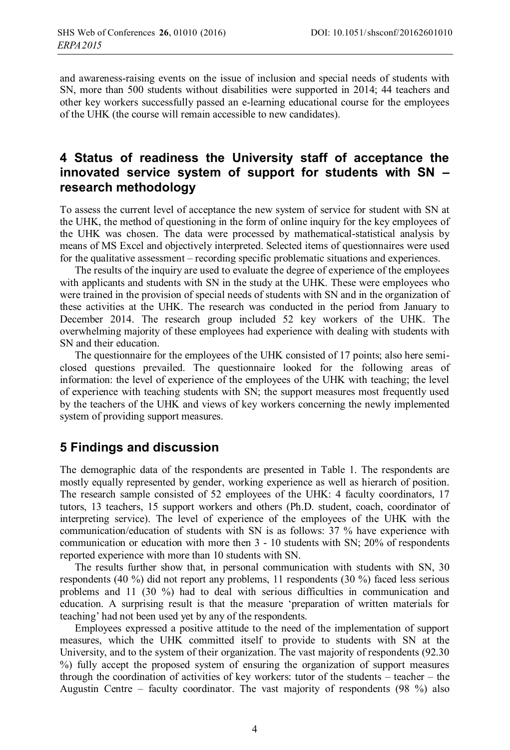and awareness-raising events on the issue of inclusion and special needs of students with SN, more than 500 students without disabilities were supported in 2014; 44 teachers and other key workers successfully passed an e-learning educational course for the employees of the UHK (the course will remain accessible to new candidates).

## 4 Status of readiness the University staff of acceptance the innovated service system of support for students with SN – research methodology

To assess the current level of acceptance the new system of service for student with SN at the UHK, the method of questioning in the form of online inquiry for the key employees of the UHK was chosen. The data were processed by mathematical-statistical analysis by means of MS Excel and objectively interpreted. Selected items of questionnaires were used for the qualitative assessment – recording specific problematic situations and experiences.

The results of the inquiry are used to evaluate the degree of experience of the employees with applicants and students with SN in the study at the UHK. These were employees who were trained in the provision of special needs of students with SN and in the organization of these activities at the UHK. The research was conducted in the period from January to December 2014. The research group included 52 key workers of the UHK. The overwhelming majority of these employees had experience with dealing with students with SN and their education.

The questionnaire for the employees of the UHK consisted of 17 points; also here semi-closed questions prevailed. The questionnaire looked for the following areas of information: the level of experience of the employees of the UHK with teaching; the level of experience with teaching students with SN; the support measures most frequently used by the teachers of the UHK and views of key workers concerning the newly implemented system of providing support measures.

## 5 Findings and discussion

The demographic data of the respondents are presented in Table 1. The respondents are mostly equally represented by gender, working experience as well as hierarch of position. The research sample consisted of 52 employees of the UHK: 4 faculty coordinators, 17 tutors, 13 teachers, 15 support workers and others (Ph.D. student, coach, coordinator of interpreting service). The level of experience of the employees of the UHK with the communication/education of students with SN is as follows: 37 % have experience with communication or education with more then 3 - 10 students with SN; 20% of respondents reported experience with more than 10 students with SN.

The results further show that, in personal communication with students with SN, 30 respondents (40 %) did not report any problems, 11 respondents (30 %) faced less serious problems and 11 (30 %) had to deal with serious difficulties in communication and education. A surprising result is that the measure 'preparation of written materials for teaching' had not been used yet by any of the respondents.

Employees expressed a positive attitude to the need of the implementation of support measures, which the UHK committed itself to provide to students with SN at the University, and to the system of their organization. The vast majority of respondents (92.30 %) fully accept the proposed system of ensuring the organization of support measures through the coordination of activities of key workers: tutor of the students – teacher – the Augustin Centre – faculty coordinator. The vast majority of respondents (98 %) also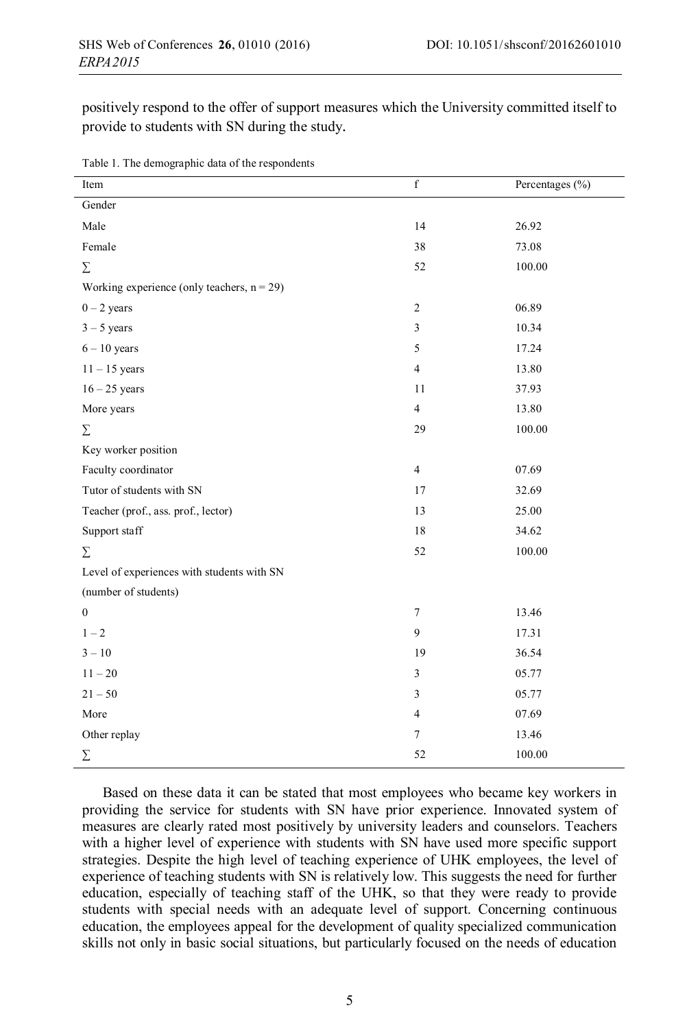positively respond to the offer of support measures which the University committed itself to provide to students with SN during the study.

Table 1. The demographic data of the respondents

| Item | f | Percentages (%) |
|---|---|---|
| Gender | | |
| Male | 14 | 26.92 |
| Female | 38 | 73.08 |
| ∑ | 52 | 100.00 |
| Working experience (only teachers, n = 29) | | |
| 0 – 2 years | 2 | 06.89 |
| 3 – 5 years | 3 | 10.34 |
| 6 – 10 years | 5 | 17.24 |
| 11 – 15 years | 4 | 13.80 |
| 16 – 25 years | 11 | 37.93 |
| More years | 4 | 13.80 |
| ∑ | 29 | 100.00 |
| Key worker position | | |
| Faculty coordinator | 4 | 07.69 |
| Tutor of students with SN | 17 | 32.69 |
| Teacher (prof., ass. prof., lector) | 13 | 25.00 |
| Support staff | 18 | 34.62 |
| ∑ | 52 | 100.00 |
| Level of experiences with students with SN (number of students) | | |
| 0 | 7 | 13.46 |
| 1 – 2 | 9 | 17.31 |
| 3 – 10 | 19 | 36.54 |
| 11 – 20 | 3 | 05.77 |
| 21 – 50 | 3 | 05.77 |
| More | 4 | 07.69 |
| Other replay | 7 | 13.46 |
| ∑ | 52 | 100.00 |

Based on these data it can be stated that most employees who became key workers in providing the service for students with SN have prior experience. Innovated system of measures are clearly rated most positively by university leaders and counselors. Teachers with a higher level of experience with students with SN have used more specific support strategies. Despite the high level of teaching experience of UHK employees, the level of experience of teaching students with SN is relatively low. This suggests the need for further education, especially of teaching staff of the UHK, so that they were ready to provide students with special needs with an adequate level of support. Concerning continuous education, the employees appeal for the development of quality specialized communication skills not only in basic social situations, but particularly focused on the needs of education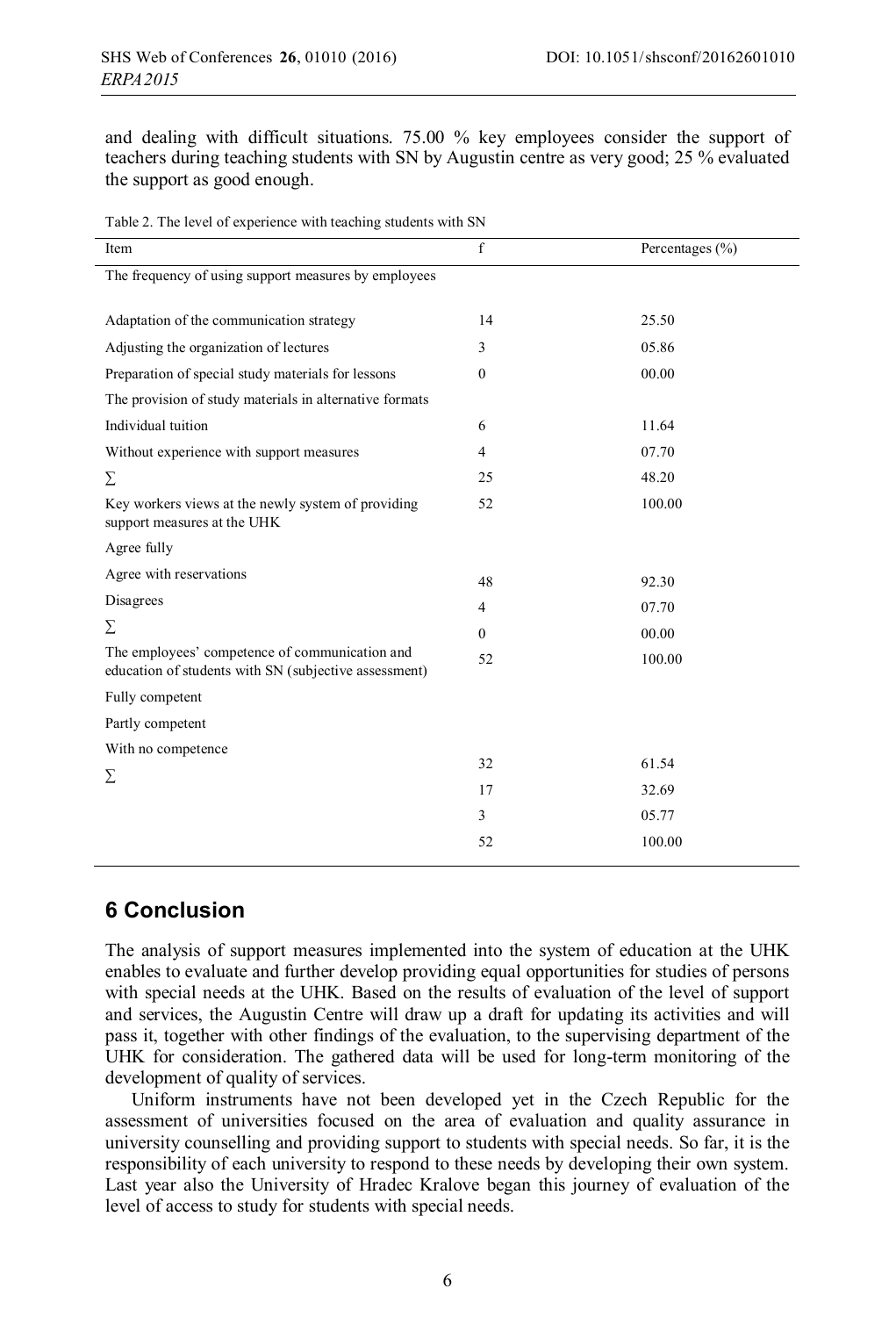and dealing with difficult situations. 75.00 % key employees consider the support of teachers during teaching students with SN by Augustin centre as very good; 25 % evaluated the support as good enough.

Table 2. The level of experience with teaching students with SN

| Item | f | Percentages (%) |
|---|---|---|
| The frequency of using support measures by employees | | |
| Adaptation of the communication strategy | 14 | 25.50 |
| Adjusting the organization of lectures | 3 | 05.86 |
| Preparation of special study materials for lessons | 0 | 00.00 |
| The provision of study materials in alternative formats | | |
| Individual tuition | 6 | 11.64 |
| Without experience with support measures | 4 | 07.70 |
| ∑ | 25 | 48.20 |
| Key workers views at the newly system of providing support measures at the UHK | 52 | 100.00 |
| Agree fully | | |
| Agree with reservations | 48 | 92.30 |
| Disagrees | 4 | 07.70 |
| ∑ | 0 | 00.00 |
| The employees' competence of communication and education of students with SN (subjective assessment) | 52 | 100.00 |
| Fully competent | | |
| Partly competent | | |
| With no competence | 32 | 61.54 |
| ∑ | 17 | 32.69 |
| | 3 | 05.77 |
| | 52 | 100.00 |

## 6 Conclusion

The analysis of support measures implemented into the system of education at the UHK enables to evaluate and further develop providing equal opportunities for studies of persons with special needs at the UHK. Based on the results of evaluation of the level of support and services, the Augustin Centre will draw up a draft for updating its activities and will pass it, together with other findings of the evaluation, to the supervising department of the UHK for consideration. The gathered data will be used for long-term monitoring of the development of quality of services.

Uniform instruments have not been developed yet in the Czech Republic for the assessment of universities focused on the area of evaluation and quality assurance in university counselling and providing support to students with special needs. So far, it is the responsibility of each university to respond to these needs by developing their own system. Last year also the University of Hradec Kralove began this journey of evaluation of the level of access to study for students with special needs.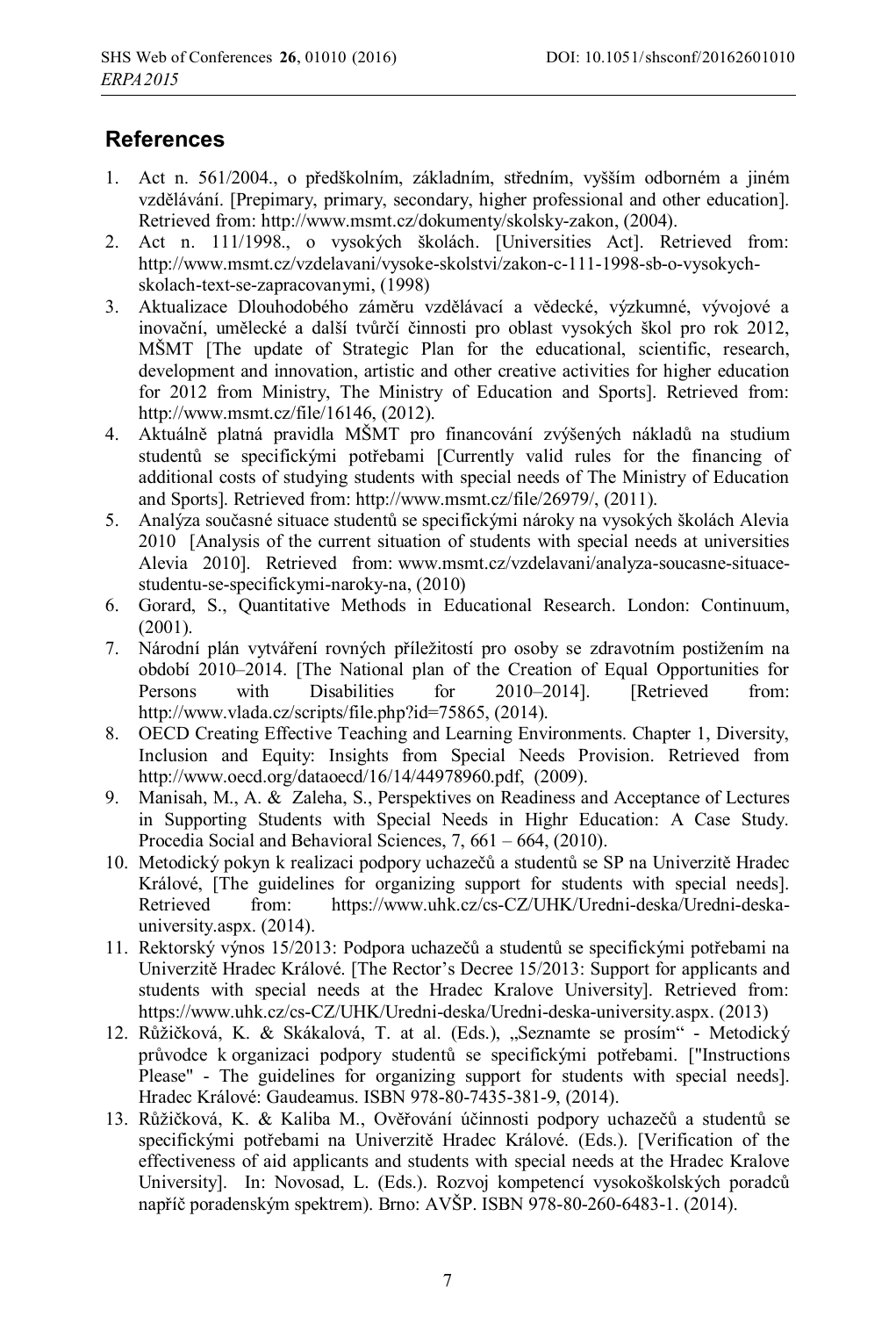## References

1. Act n. 561/2004., o předškolním, základním, středním, vyšším odborném a jiném vzdělávání. [Prepimary, primary, secondary, higher professional and other education]. Retrieved from: http://www.msmt.cz/dokumenty/skolsky-zakon, (2004).
2. Act n. 111/1998., o vysokých školách. [Universities Act]. Retrieved from: http://www.msmt.cz/vzdelavani/vysoke-skolstvi/zakon-c-111-1998-sb-o-vysokych-skolach-text-se-zapracovanymi, (1998)
3. Aktualizace Dlouhodobého záměru vzdělávací a vědecké, výzkumné, vývojové a inovační, umělecké a další tvůrčí činnosti pro oblast vysokých škol pro rok 2012, MŠMT [The update of Strategic Plan for the educational, scientific, research, development and innovation, artistic and other creative activities for higher education for 2012 from Ministry, The Ministry of Education and Sports]. Retrieved from: http://www.msmt.cz/file/16146, (2012).
4. Aktuálně platná pravidla MŠMT pro financování zvýšených nákladů na studium studentů se specifickými potřebami [Currently valid rules for the financing of additional costs of studying students with special needs of The Ministry of Education and Sports]. Retrieved from: http://www.msmt.cz/file/26979/, (2011).
5. Analýza současné situace studentů se specifickými nároky na vysokých školách Alevia 2010 [Analysis of the current situation of students with special needs at universities Alevia 2010]. Retrieved from: www.msmt.cz/vzdelavani/analyza-soucasne-situace-studentu-se-specifickymi-naroky-na, (2010)
6. Gorard, S., Quantitative Methods in Educational Research. London: Continuum, (2001).
7. Národní plán vytváření rovných příležitostí pro osoby se zdravotním postižením na období 2010–2014. [The National plan of the Creation of Equal Opportunities for Persons with Disabilities for 2010–2014]. [Retrieved from: http://www.vlada.cz/scripts/file.php?id=75865, (2014).
8. OECD Creating Effective Teaching and Learning Environments. Chapter 1, Diversity, Inclusion and Equity: Insights from Special Needs Provision. Retrieved from http://www.oecd.org/dataoecd/16/14/44978960.pdf, (2009).
9. Manisah, M., A. & Zaleha, S., Perspektives on Readiness and Acceptance of Lectures in Supporting Students with Special Needs in Highr Education: A Case Study. Procedia Social and Behavioral Sciences, 7, 661 – 664, (2010).
10. Metodický pokyn k realizaci podpory uchazečů a studentů se SP na Univerzitě Hradec Králové, [The guidelines for organizing support for students with special needs]. Retrieved from: https://www.uhk.cz/cs-CZ/UHK/Uredni-deska/Uredni-deska-university.aspx. (2014).
11. Rektorský výnos 15/2013: Podpora uchazečů a studentů se specifickými potřebami na Univerzitě Hradec Králové. [The Rector's Decree 15/2013: Support for applicants and students with special needs at the Hradec Kralove University]. Retrieved from: https://www.uhk.cz/cs-CZ/UHK/Uredni-deska/Uredni-deska-university.aspx. (2013)
12. Růžičková, K. & Skákalová, T. at al. (Eds.), „Seznamte se prosím" - Metodický průvodce k organizaci podpory studentů se specifickými potřebami. ["Instructions Please" - The guidelines for organizing support for students with special needs]. Hradec Králové: Gaudeamus. ISBN 978-80-7435-381-9, (2014).
13. Růžičková, K. & Kaliba M., Ověřování účinnosti podpory uchazečů a studentů se specifickými potřebami na Univerzitě Hradec Králové. (Eds.). [Verification of the effectiveness of aid applicants and students with special needs at the Hradec Kralove University]. In: Novosad, L. (Eds.). Rozvoj kompetencí vysokoškolských poradců napříč poradenským spektrem). Brno: AVŠP. ISBN 978-80-260-6483-1. (2014).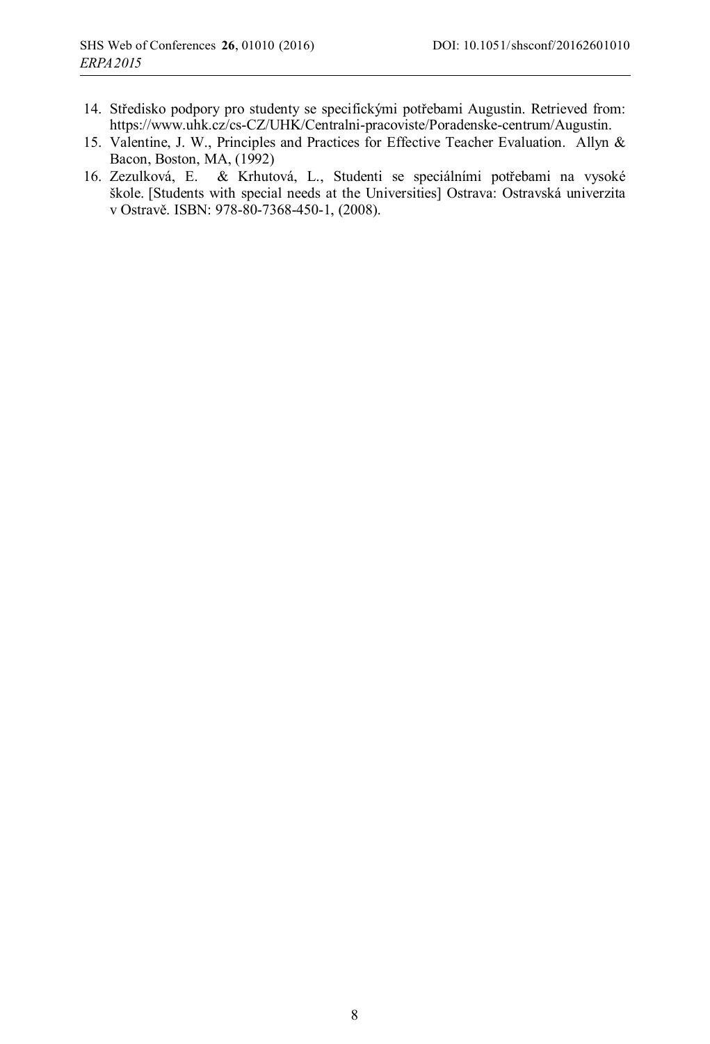14. Středisko podpory pro studenty se specifickými potřebami Augustin. Retrieved from: https://www.uhk.cz/cs-CZ/UHK/Centralni-pracoviste/Poradenske-centrum/Augustin.
15. Valentine, J. W., Principles and Practices for Effective Teacher Evaluation. Allyn & Bacon, Boston, MA, (1992)
16. Zezulková, E. & Krhutová, L., Studenti se speciálními potřebami na vysoké škole. [Students with special needs at the Universities] Ostrava: Ostravská univerzita v Ostravě. ISBN: 978-80-7368-450-1, (2008).